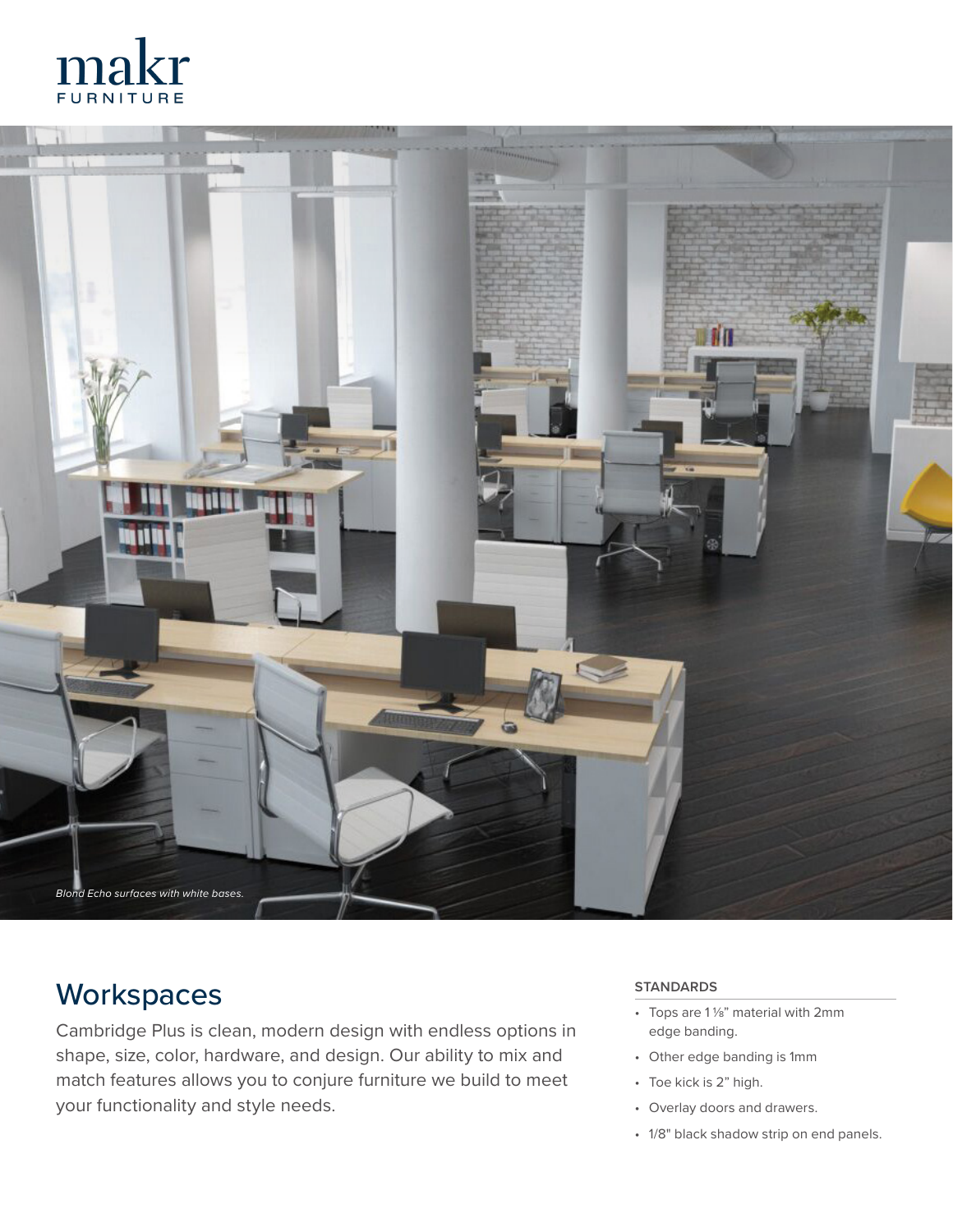makr
FURNITURE

*Blond Echo surfaces with white bases.*

# Workspaces

Cambridge Plus is clean, modern design with endless options in shape, size, color, hardware, and design. Our ability to mix and match features allows you to conjure furniture we build to meet your functionality and style needs.

### STANDARDS

- Tops are 1 ⅛" material with 2mm edge banding.
- Other edge banding is 1mm
- Toe kick is 2" high.
- Overlay doors and drawers.
- 1/8" black shadow strip on end panels.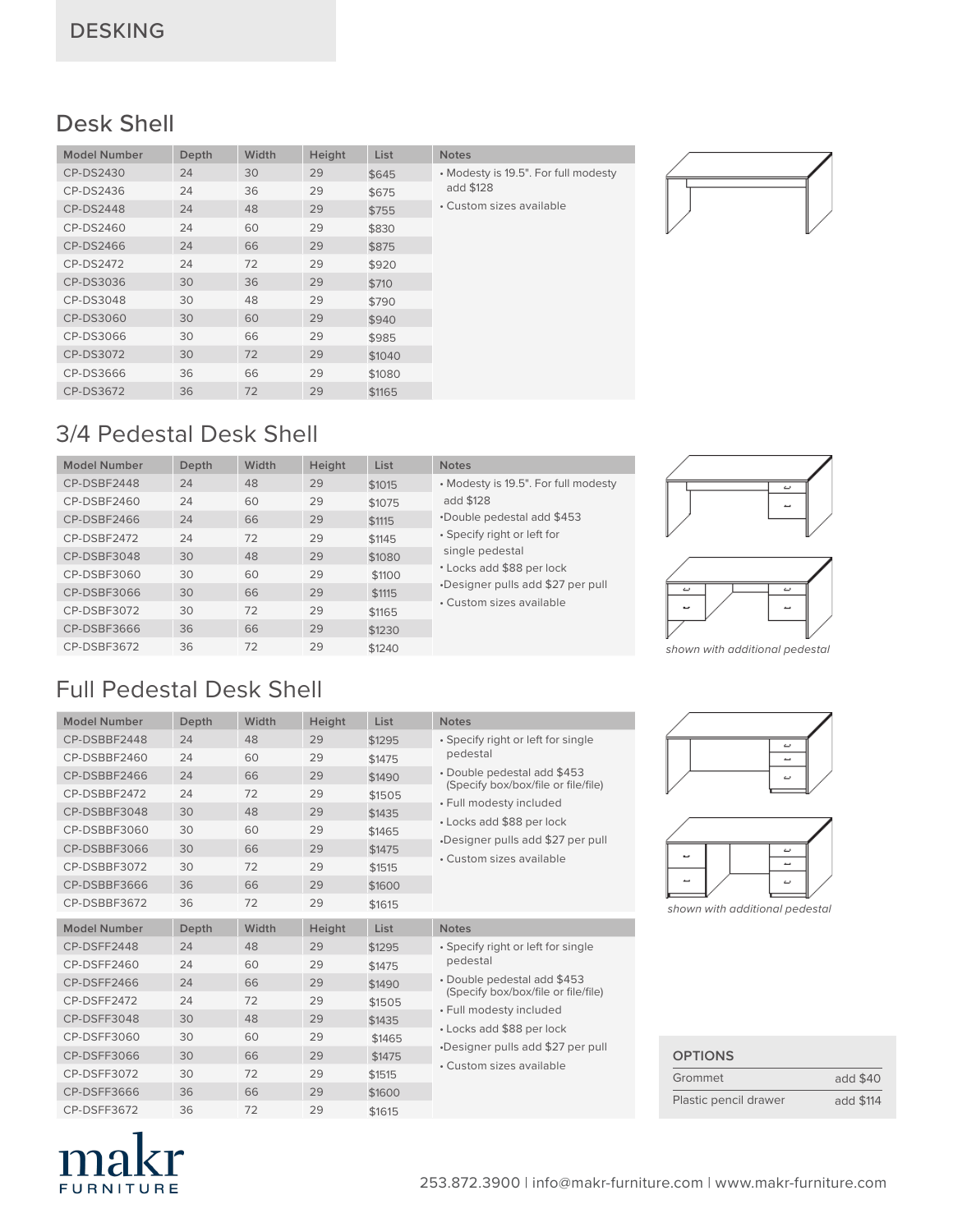# DESKING

## Desk Shell

| Model Number | Depth | Width | Height | List | Notes |
|---|---|---|---|---|---|
| CP-DS2430 | 24 | 30 | 29 | $645 | • Modesty is 19.5". For full modesty add $128<br>• Custom sizes available |
| CP-DS2436 | 24 | 36 | 29 | $675 | |
| CP-DS2448 | 24 | 48 | 29 | $755 | |
| CP-DS2460 | 24 | 60 | 29 | $830 | |
| CP-DS2466 | 24 | 66 | 29 | $875 | |
| CP-DS2472 | 24 | 72 | 29 | $920 | |
| CP-DS3036 | 30 | 36 | 29 | $710 | |
| CP-DS3048 | 30 | 48 | 29 | $790 | |
| CP-DS3060 | 30 | 60 | 29 | $940 | |
| CP-DS3066 | 30 | 66 | 29 | $985 | |
| CP-DS3072 | 30 | 72 | 29 | $1040 | |
| CP-DS3666 | 36 | 66 | 29 | $1080 | |
| CP-DS3672 | 36 | 72 | 29 | $1165 | |

## 3/4 Pedestal Desk Shell

| Model Number | Depth | Width | Height | List | Notes |
|---|---|---|---|---|---|
| CP-DSBF2448 | 24 | 48 | 29 | $1015 | • Modesty is 19.5". For full modesty add $128<br>•Double pedestal add $453<br>• Specify right or left for single pedestal<br>• Locks add $88 per lock<br>•Designer pulls add $27 per pull<br>• Custom sizes available |
| CP-DSBF2460 | 24 | 60 | 29 | $1075 | |
| CP-DSBF2466 | 24 | 66 | 29 | $1115 | |
| CP-DSBF2472 | 24 | 72 | 29 | $1145 | |
| CP-DSBF3048 | 30 | 48 | 29 | $1080 | |
| CP-DSBF3060 | 30 | 60 | 29 | $1100 | |
| CP-DSBF3066 | 30 | 66 | 29 | $1115 | |
| CP-DSBF3072 | 30 | 72 | 29 | $1165 | |
| CP-DSBF3666 | 36 | 66 | 29 | $1230 | |
| CP-DSBF3672 | 36 | 72 | 29 | $1240 | |

*shown with additional pedestal*

## Full Pedestal Desk Shell

| Model Number | Depth | Width | Height | List | Notes |
|---|---|---|---|---|---|
| CP-DSBBF2448 | 24 | 48 | 29 | $1295 | • Specify right or left for single pedestal<br>• Double pedestal add $453 (Specify box/box/file or file/file)<br>• Full modesty included<br>• Locks add $88 per lock<br>•Designer pulls add $27 per pull<br>• Custom sizes available |
| CP-DSBBF2460 | 24 | 60 | 29 | $1475 | |
| CP-DSBBF2466 | 24 | 66 | 29 | $1490 | |
| CP-DSBBF2472 | 24 | 72 | 29 | $1505 | |
| CP-DSBBF3048 | 30 | 48 | 29 | $1435 | |
| CP-DSBBF3060 | 30 | 60 | 29 | $1465 | |
| CP-DSBBF3066 | 30 | 66 | 29 | $1475 | |
| CP-DSBBF3072 | 30 | 72 | 29 | $1515 | |
| CP-DSBBF3666 | 36 | 66 | 29 | $1600 | |
| CP-DSBBF3672 | 36 | 72 | 29 | $1615 | |

*shown with additional pedestal*

| Model Number | Depth | Width | Height | List | Notes |
|---|---|---|---|---|---|
| CP-DSFF2448 | 24 | 48 | 29 | $1295 | • Specify right or left for single pedestal<br>• Double pedestal add $453 (Specify box/box/file or file/file)<br>• Full modesty included<br>• Locks add $88 per lock<br>•Designer pulls add $27 per pull<br>• Custom sizes available |
| CP-DSFF2460 | 24 | 60 | 29 | $1475 | |
| CP-DSFF2466 | 24 | 66 | 29 | $1490 | |
| CP-DSFF2472 | 24 | 72 | 29 | $1505 | |
| CP-DSFF3048 | 30 | 48 | 29 | $1435 | |
| CP-DSFF3060 | 30 | 60 | 29 | $1465 | |
| CP-DSFF3066 | 30 | 66 | 29 | $1475 | |
| CP-DSFF3072 | 30 | 72 | 29 | $1515 | |
| CP-DSFF3666 | 36 | 66 | 29 | $1600 | |
| CP-DSFF3672 | 36 | 72 | 29 | $1615 | |

### OPTIONS

| Option | Price |
|---|---|
| Grommet | add $40 |
| Plastic pencil drawer | add $114 |

makr FURNITURE

253.872.3900 | info@makr-furniture.com | www.makr-furniture.com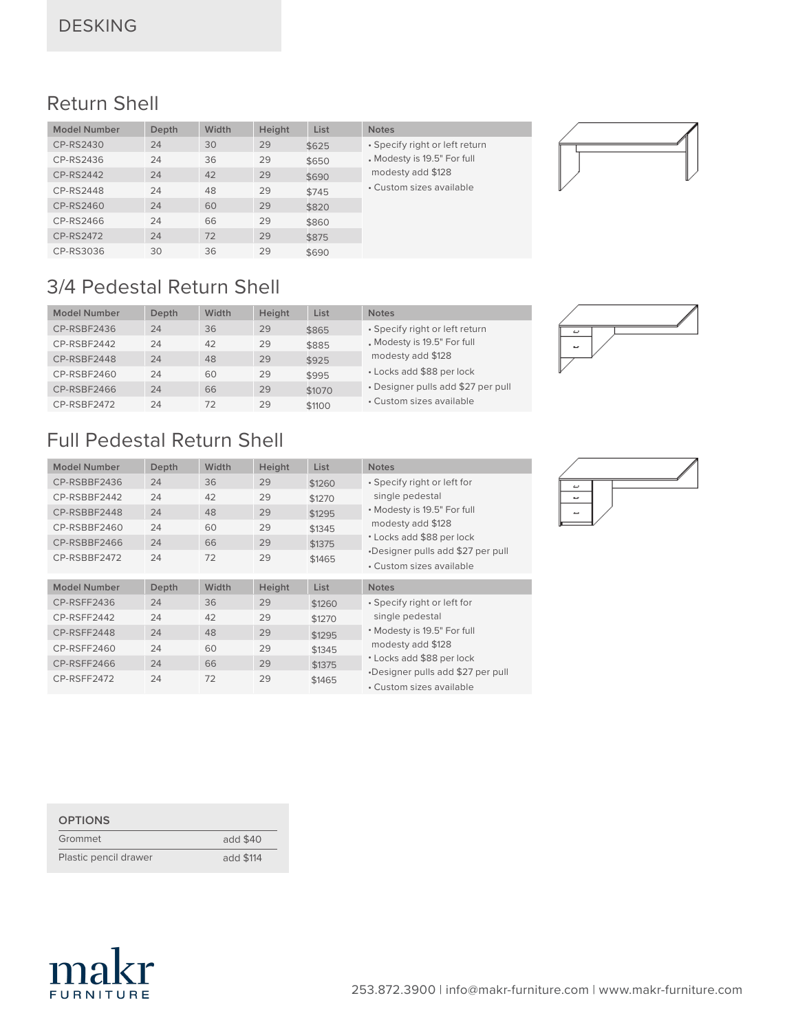# DESKING

## Return Shell

| Model Number | Depth | Width | Height | List | Notes |
| --- | --- | --- | --- | --- | --- |
| CP-RS2430 | 24 | 30 | 29 | $625 | • Specify right or left return |
| CP-RS2436 | 24 | 36 | 29 | $650 | • Modesty is 19.5" For full modesty add $128 |
| CP-RS2442 | 24 | 42 | 29 | $690 | • Custom sizes available |
| CP-RS2448 | 24 | 48 | 29 | $745 | |
| CP-RS2460 | 24 | 60 | 29 | $820 | |
| CP-RS2466 | 24 | 66 | 29 | $860 | |
| CP-RS2472 | 24 | 72 | 29 | $875 | |
| CP-RS3036 | 30 | 36 | 29 | $690 | |

## 3/4 Pedestal Return Shell

| Model Number | Depth | Width | Height | List | Notes |
| --- | --- | --- | --- | --- | --- |
| CP-RSBF2436 | 24 | 36 | 29 | $865 | • Specify right or left return |
| CP-RSBF2442 | 24 | 42 | 29 | $885 | • Modesty is 19.5" For full modesty add $128 |
| CP-RSBF2448 | 24 | 48 | 29 | $925 | • Locks add $88 per lock |
| CP-RSBF2460 | 24 | 60 | 29 | $995 | • Designer pulls add $27 per pull |
| CP-RSBF2466 | 24 | 66 | 29 | $1070 | • Custom sizes available |
| CP-RSBF2472 | 24 | 72 | 29 | $1100 | |

## Full Pedestal Return Shell

| Model Number | Depth | Width | Height | List | Notes |
| --- | --- | --- | --- | --- | --- |
| CP-RSBBF2436 | 24 | 36 | 29 | $1260 | • Specify right or left for single pedestal |
| CP-RSBBF2442 | 24 | 42 | 29 | $1270 | • Modesty is 19.5" For full modesty add $128 |
| CP-RSBBF2448 | 24 | 48 | 29 | $1295 | • Locks add $88 per lock |
| CP-RSBBF2460 | 24 | 60 | 29 | $1345 | •Designer pulls add $27 per pull |
| CP-RSBBF2466 | 24 | 66 | 29 | $1375 | • Custom sizes available |
| CP-RSBBF2472 | 24 | 72 | 29 | $1465 | |

| Model Number | Depth | Width | Height | List | Notes |
| --- | --- | --- | --- | --- | --- |
| CP-RSFF2436 | 24 | 36 | 29 | $1260 | • Specify right or left for single pedestal |
| CP-RSFF2442 | 24 | 42 | 29 | $1270 | • Modesty is 19.5" For full modesty add $128 |
| CP-RSFF2448 | 24 | 48 | 29 | $1295 | • Locks add $88 per lock |
| CP-RSFF2460 | 24 | 60 | 29 | $1345 | •Designer pulls add $27 per pull |
| CP-RSFF2466 | 24 | 66 | 29 | $1375 | • Custom sizes available |
| CP-RSFF2472 | 24 | 72 | 29 | $1465 | |

| OPTIONS | |
| --- | --- |
| Grommet | add $40 |
| Plastic pencil drawer | add $114 |

makr FURNITURE

253.872.3900 | info@makr-furniture.com | www.makr-furniture.com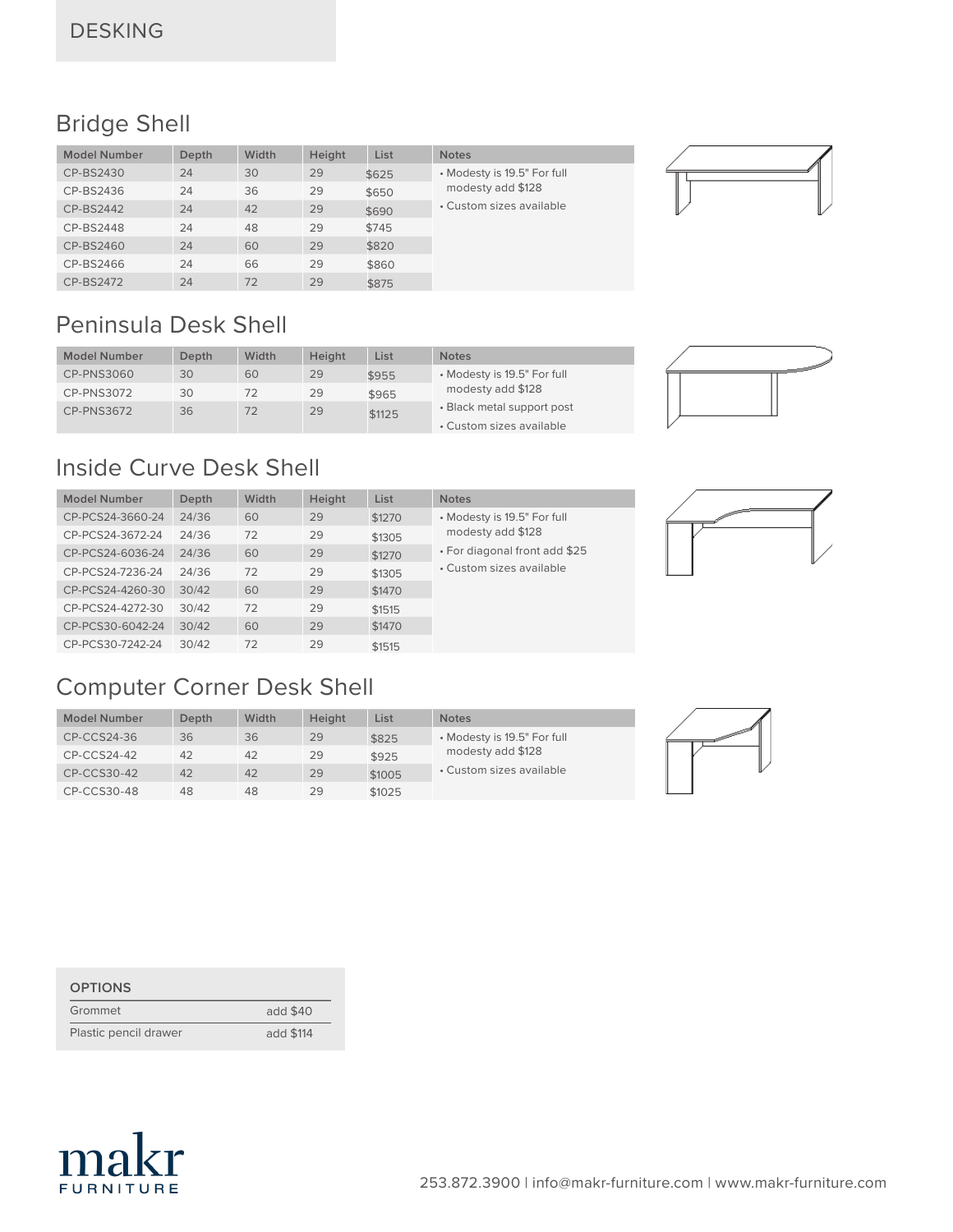# DESKING

## Bridge Shell

| Model Number | Depth | Width | Height | List | Notes |
|---|---|---|---|---|---|
| CP-BS2430 | 24 | 30 | 29 | $625 | • Modesty is 19.5" For full modesty add $128<br>• Custom sizes available |
| CP-BS2436 | 24 | 36 | 29 | $650 | |
| CP-BS2442 | 24 | 42 | 29 | $690 | |
| CP-BS2448 | 24 | 48 | 29 | $745 | |
| CP-BS2460 | 24 | 60 | 29 | $820 | |
| CP-BS2466 | 24 | 66 | 29 | $860 | |
| CP-BS2472 | 24 | 72 | 29 | $875 | |

## Peninsula Desk Shell

| Model Number | Depth | Width | Height | List | Notes |
|---|---|---|---|---|---|
| CP-PNS3060 | 30 | 60 | 29 | $955 | • Modesty is 19.5" For full modesty add $128<br>• Black metal support post<br>• Custom sizes available |
| CP-PNS3072 | 30 | 72 | 29 | $965 | |
| CP-PNS3672 | 36 | 72 | 29 | $1125 | |

## Inside Curve Desk Shell

| Model Number | Depth | Width | Height | List | Notes |
|---|---|---|---|---|---|
| CP-PCS24-3660-24 | 24/36 | 60 | 29 | $1270 | • Modesty is 19.5" For full modesty add $128<br>• For diagonal front add $25<br>• Custom sizes available |
| CP-PCS24-3672-24 | 24/36 | 72 | 29 | $1305 | |
| CP-PCS24-6036-24 | 24/36 | 60 | 29 | $1270 | |
| CP-PCS24-7236-24 | 24/36 | 72 | 29 | $1305 | |
| CP-PCS24-4260-30 | 30/42 | 60 | 29 | $1470 | |
| CP-PCS24-4272-30 | 30/42 | 72 | 29 | $1515 | |
| CP-PCS30-6042-24 | 30/42 | 60 | 29 | $1470 | |
| CP-PCS30-7242-24 | 30/42 | 72 | 29 | $1515 | |

## Computer Corner Desk Shell

| Model Number | Depth | Width | Height | List | Notes |
|---|---|---|---|---|---|
| CP-CCS24-36 | 36 | 36 | 29 | $825 | • Modesty is 19.5" For full modesty add $128<br>• Custom sizes available |
| CP-CCS24-42 | 42 | 42 | 29 | $925 | |
| CP-CCS30-42 | 42 | 42 | 29 | $1005 | |
| CP-CCS30-48 | 48 | 48 | 29 | $1025 | |

| OPTIONS | |
|---|---|
| Grommet | add $40 |
| Plastic pencil drawer | add $114 |

makr FURNITURE

253.872.3900 | info@makr-furniture.com | www.makr-furniture.com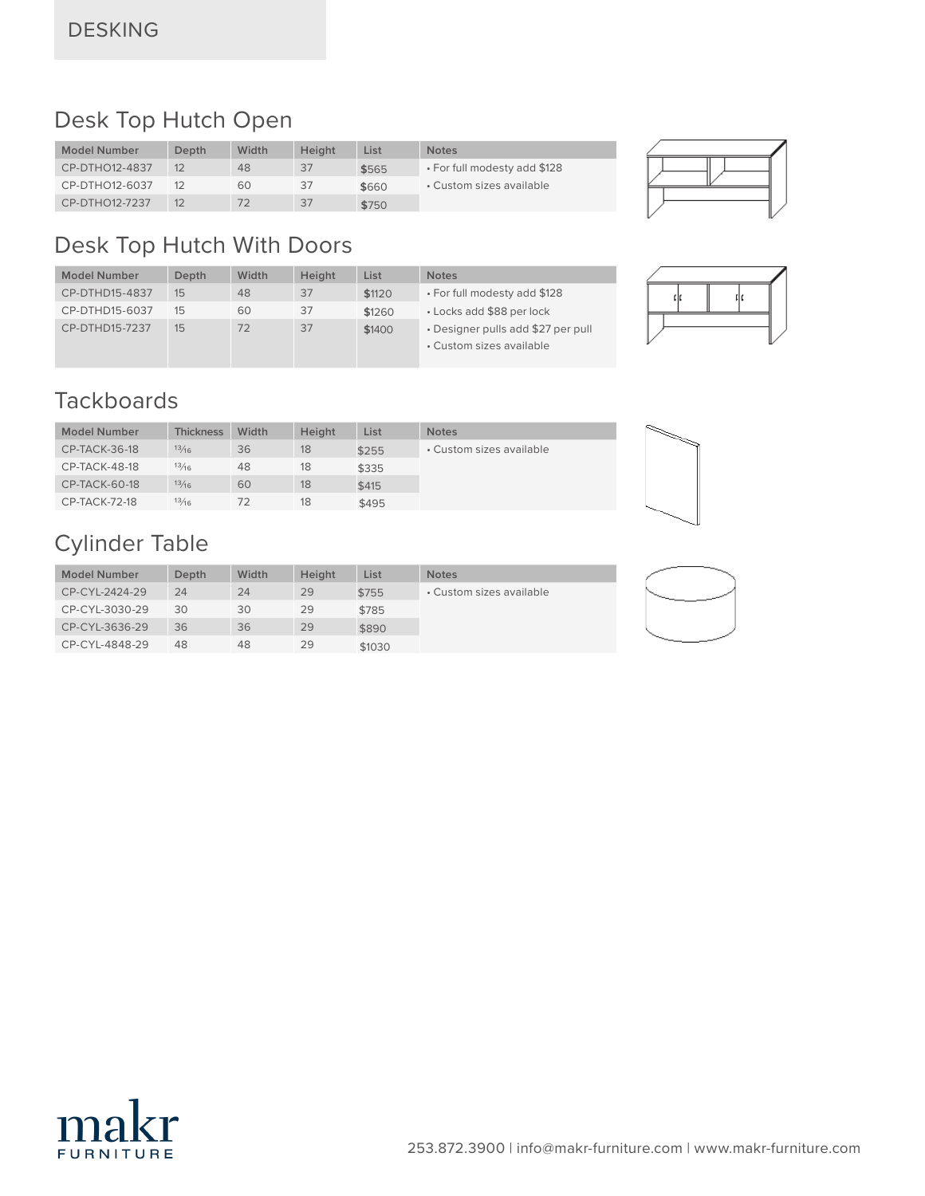# DESKING

## Desk Top Hutch Open

| Model Number | Depth | Width | Height | List | Notes |
|---|---|---|---|---|---|
| CP-DTHO12-4837 | 12 | 48 | 37 | $565 | • For full modesty add $128 |
| CP-DTHO12-6037 | 12 | 60 | 37 | $660 | • Custom sizes available |
| CP-DTHO12-7237 | 12 | 72 | 37 | $750 | |

## Desk Top Hutch With Doors

| Model Number | Depth | Width | Height | List | Notes |
|---|---|---|---|---|---|
| CP-DTHD15-4837 | 15 | 48 | 37 | $1120 | • For full modesty add $128 |
| CP-DTHD15-6037 | 15 | 60 | 37 | $1260 | • Locks add $88 per lock |
| CP-DTHD15-7237 | 15 | 72 | 37 | $1400 | • Designer pulls add $27 per pull |
| | | | | | • Custom sizes available |

## Tackboards

| Model Number | Thickness | Width | Height | List | Notes |
|---|---|---|---|---|---|
| CP-TACK-36-18 | 13/16 | 36 | 18 | $255 | • Custom sizes available |
| CP-TACK-48-18 | 13/16 | 48 | 18 | $335 | |
| CP-TACK-60-18 | 13/16 | 60 | 18 | $415 | |
| CP-TACK-72-18 | 13/16 | 72 | 18 | $495 | |

## Cylinder Table

| Model Number | Depth | Width | Height | List | Notes |
|---|---|---|---|---|---|
| CP-CYL-2424-29 | 24 | 24 | 29 | $755 | • Custom sizes available |
| CP-CYL-3030-29 | 30 | 30 | 29 | $785 | |
| CP-CYL-3636-29 | 36 | 36 | 29 | $890 | |
| CP-CYL-4848-29 | 48 | 48 | 29 | $1030 | |

makr FURNITURE

253.872.3900 | info@makr-furniture.com | www.makr-furniture.com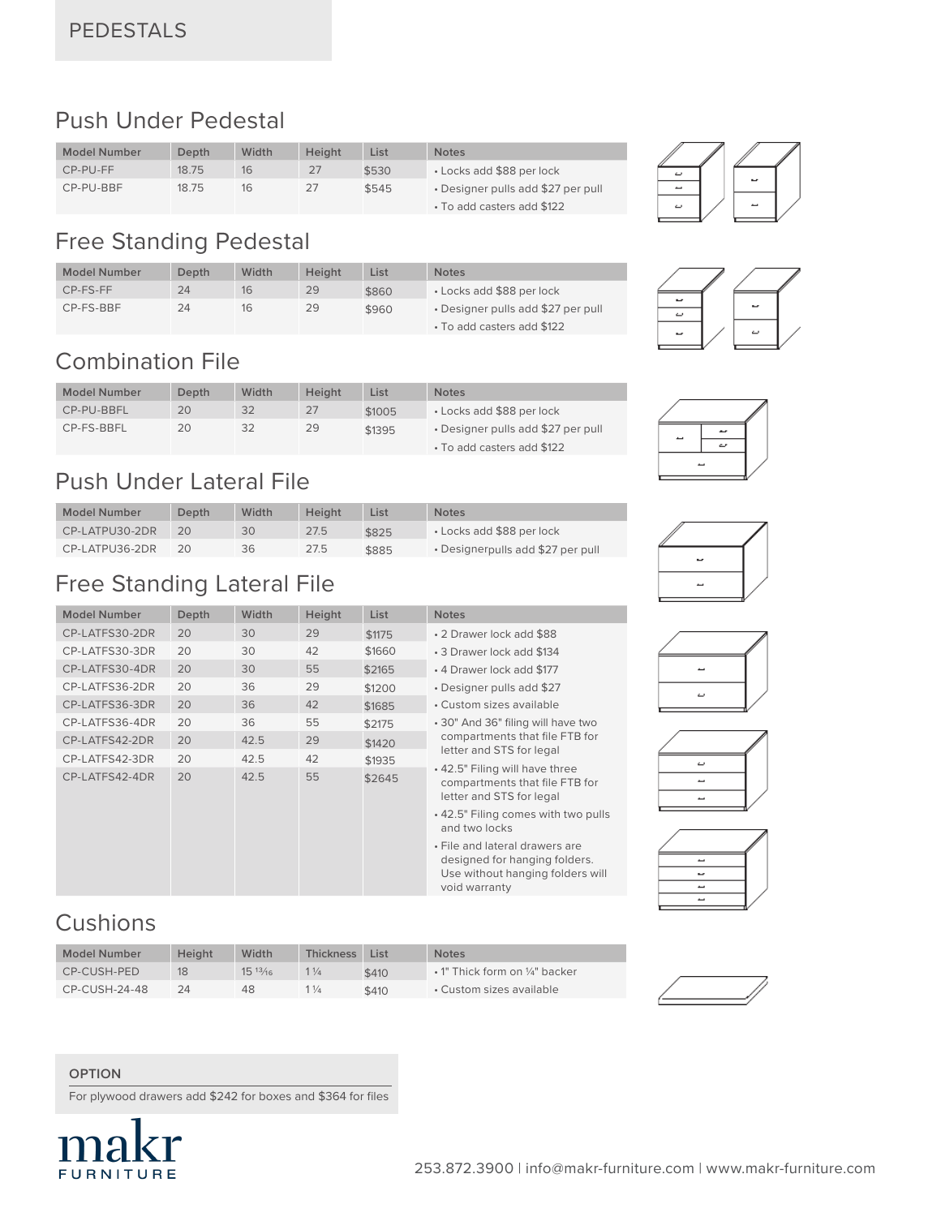# PEDESTALS

## Push Under Pedestal

| Model Number | Depth | Width | Height | List | Notes |
|---|---|---|---|---|---|
| CP-PU-FF | 18.75 | 16 | 27 | $530 | • Locks add $88 per lock |
| CP-PU-BBF | 18.75 | 16 | 27 | $545 | • Designer pulls add $27 per pull |
| | | | | | • To add casters add $122 |

## Free Standing Pedestal

| Model Number | Depth | Width | Height | List | Notes |
|---|---|---|---|---|---|
| CP-FS-FF | 24 | 16 | 29 | $860 | • Locks add $88 per lock |
| CP-FS-BBF | 24 | 16 | 29 | $960 | • Designer pulls add $27 per pull |
| | | | | | • To add casters add $122 |

## Combination File

| Model Number | Depth | Width | Height | List | Notes |
|---|---|---|---|---|---|
| CP-PU-BBFL | 20 | 32 | 27 | $1005 | • Locks add $88 per lock |
| CP-FS-BBFL | 20 | 32 | 29 | $1395 | • Designer pulls add $27 per pull |
| | | | | | • To add casters add $122 |

## Push Under Lateral File

| Model Number | Depth | Width | Height | List | Notes |
|---|---|---|---|---|---|
| CP-LATPU30-2DR | 20 | 30 | 27.5 | $825 | • Locks add $88 per lock |
| CP-LATPU36-2DR | 20 | 36 | 27.5 | $885 | • Designerpulls add $27 per pull |

## Free Standing Lateral File

| Model Number | Depth | Width | Height | List | Notes |
|---|---|---|---|---|---|
| CP-LATFS30-2DR | 20 | 30 | 29 | $1175 | • 2 Drawer lock add $88 |
| CP-LATFS30-3DR | 20 | 30 | 42 | $1660 | • 3 Drawer lock add $134 |
| CP-LATFS30-4DR | 20 | 30 | 55 | $2165 | • 4 Drawer lock add $177 |
| CP-LATFS36-2DR | 20 | 36 | 29 | $1200 | • Designer pulls add $27 |
| CP-LATFS36-3DR | 20 | 36 | 42 | $1685 | • Custom sizes available |
| CP-LATFS36-4DR | 20 | 36 | 55 | $2175 | • 30" And 36" filing will have two compartments that file FTB for letter and STS for legal |
| CP-LATFS42-2DR | 20 | 42.5 | 29 | $1420 | • 42.5" Filing will have three compartments that file FTB for letter and STS for legal |
| CP-LATFS42-3DR | 20 | 42.5 | 42 | $1935 | • 42.5" Filing comes with two pulls and two locks |
| CP-LATFS42-4DR | 20 | 42.5 | 55 | $2645 | • File and lateral drawers are designed for hanging folders. Use without hanging folders will void warranty |

## Cushions

| Model Number | Height | Width | Thickness | List | Notes |
|---|---|---|---|---|---|
| CP-CUSH-PED | 18 | 15 13⁄16 | 1 ¼ | $410 | • 1" Thick form on ¼" backer |
| CP-CUSH-24-48 | 24 | 48 | 1 ¼ | $410 | • Custom sizes available |

**OPTION**

For plywood drawers add $242 for boxes and $364 for files

makr FURNITURE

253.872.3900 | info@makr-furniture.com | www.makr-furniture.com